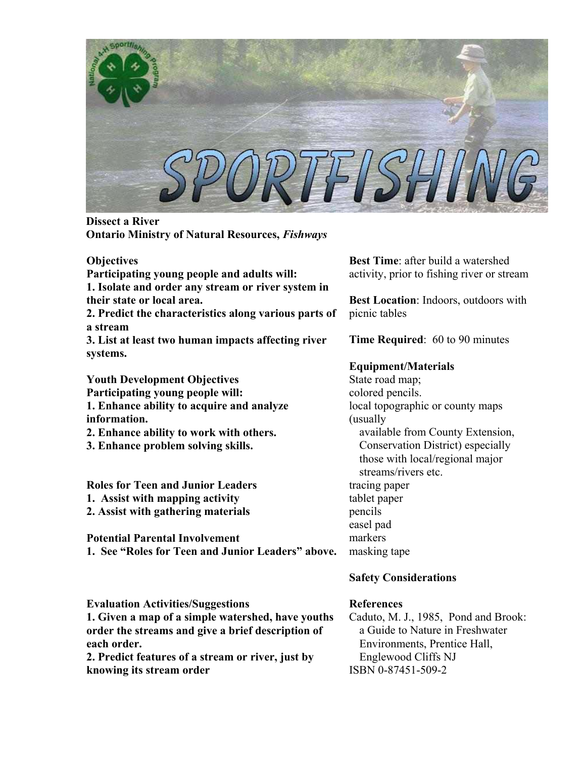# SPORTFISHING

**Dissect a River**
**Ontario Ministry of Natural Resources, *Fishways***

**Objectives**
**Participating young people and adults will:**
**1. Isolate and order any stream or river system in their state or local area.**
**2. Predict the characteristics along various parts of a stream**
**3. List at least two human impacts affecting river systems.**

**Youth Development Objectives**
**Participating young people will:**
**1. Enhance ability to acquire and analyze information.**
**2. Enhance ability to work with others.**
**3. Enhance problem solving skills.**

**Roles for Teen and Junior Leaders**
**1. Assist with mapping activity**
**2. Assist with gathering materials**

**Potential Parental Involvement**
**1. See "Roles for Teen and Junior Leaders" above.**

**Evaluation Activities/Suggestions**
**1. Given a map of a simple watershed, have youths order the streams and give a brief description of each order.**
**2. Predict features of a stream or river, just by knowing its stream order**

**Best Time**: after build a watershed activity, prior to fishing river or stream

**Best Location**: Indoors, outdoors with picnic tables

**Time Required**: 60 to 90 minutes

**Equipment/Materials**
State road map;
colored pencils.
local topographic or county maps (usually
available from County Extension, Conservation District) especially those with local/regional major streams/rivers etc.
tracing paper
tablet paper
pencils
easel pad
markers
masking tape

**Safety Considerations**

**References**
Caduto, M. J., 1985, Pond and Brook: a Guide to Nature in Freshwater Environments, Prentice Hall, Englewood Cliffs NJ
ISBN 0-87451-509-2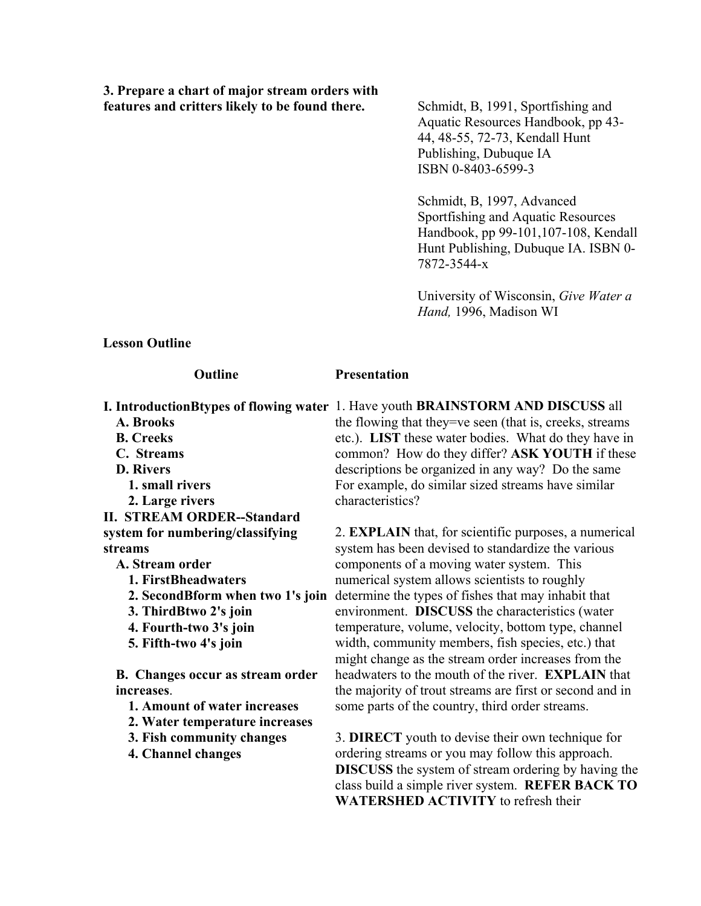**3. Prepare a chart of major stream orders with features and critters likely to be found there.**

Schmidt, B, 1991, Sportfishing and Aquatic Resources Handbook, pp 43-44, 48-55, 72-73, Kendall Hunt Publishing, Dubuque IA ISBN 0-8403-6599-3

Schmidt, B, 1997, Advanced Sportfishing and Aquatic Resources Handbook, pp 99-101,107-108, Kendall Hunt Publishing, Dubuque IA. ISBN 0-7872-3544-x

University of Wisconsin, *Give Water a Hand,* 1996, Madison WI

**Lesson Outline**

| Outline | Presentation |
|---|---|
| **I. IntroductionBtypes of flowing water**<br>**A. Brooks**<br>**B. Creeks**<br>**C. Streams**<br>**D. Rivers**<br>**1. small rivers**<br>**2. Large rivers** | 1. Have youth **BRAINSTORM AND DISCUSS** all the flowing that they=ve seen (that is, creeks, streams etc.). **LIST** these water bodies. What do they have in common? How do they differ? **ASK YOUTH** if these descriptions be organized in any way? Do the same For example, do similar sized streams have similar characteristics? |
| **II. STREAM ORDER--Standard system for numbering/classifying streams**<br>**A. Stream order**<br>**1. FirstBheadwaters**<br>**2. SecondBform when two 1's join**<br>**3. ThirdBtwo 2's join**<br>**4. Fourth-two 3's join**<br>**5. Fifth-two 4's join**<br><br>**B. Changes occur as stream order increases**.<br>**1. Amount of water increases**<br>**2. Water temperature increases**<br>**3. Fish community changes**<br>**4. Channel changes** | 2. **EXPLAIN** that, for scientific purposes, a numerical system has been devised to standardize the various components of a moving water system. This numerical system allows scientists to roughly determine the types of fishes that may inhabit that environment. **DISCUSS** the characteristics (water temperature, volume, velocity, bottom type, channel width, community members, fish species, etc.) that might change as the stream order increases from the headwaters to the mouth of the river. **EXPLAIN** that the majority of trout streams are first or second and in some parts of the country, third order streams.<br><br>3. **DIRECT** youth to devise their own technique for ordering streams or you may follow this approach. **DISCUSS** the system of stream ordering by having the class build a simple river system. **REFER BACK TO WATERSHED ACTIVITY** to refresh their |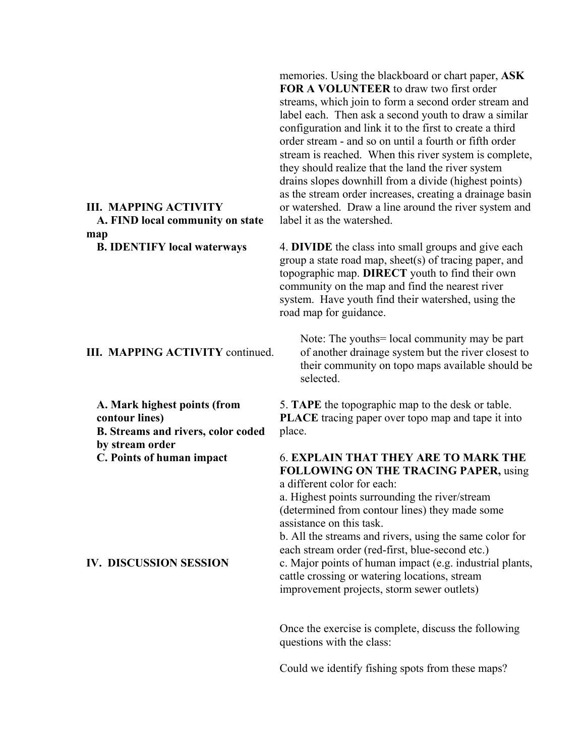memories. Using the blackboard or chart paper, **ASK FOR A VOLUNTEER** to draw two first order streams, which join to form a second order stream and label each. Then ask a second youth to draw a similar configuration and link it to the first to create a third order stream - and so on until a fourth or fifth order stream is reached. When this river system is complete, they should realize that the land the river system drains slopes downhill from a divide (highest points) as the stream order increases, creating a drainage basin or watershed. Draw a line around the river system and label it as the watershed.

**III. MAPPING ACTIVITY**

**A. FIND local community on state map**

**B. IDENTIFY local waterways**

4. **DIVIDE** the class into small groups and give each group a state road map, sheet(s) of tracing paper, and topographic map. **DIRECT** youth to find their own community on the map and find the nearest river system. Have youth find their watershed, using the road map for guidance.

> Note: The youths= local community may be part of another drainage system but the river closest to their community on topo maps available should be selected.

**III. MAPPING ACTIVITY** continued.

**A. Mark highest points (from contour lines)**

**B. Streams and rivers, color coded by stream order**

**C. Points of human impact**

5. **TAPE** the topographic map to the desk or table. **PLACE** tracing paper over topo map and tape it into place.

6. **EXPLAIN THAT THEY ARE TO MARK THE FOLLOWING ON THE TRACING PAPER,** using a different color for each:

a. Highest points surrounding the river/stream (determined from contour lines) they made some assistance on this task.

b. All the streams and rivers, using the same color for each stream order (red-first, blue-second etc.)

c. Major points of human impact (e.g. industrial plants, cattle crossing or watering locations, stream improvement projects, storm sewer outlets)

**IV. DISCUSSION SESSION**

Once the exercise is complete, discuss the following questions with the class:

Could we identify fishing spots from these maps?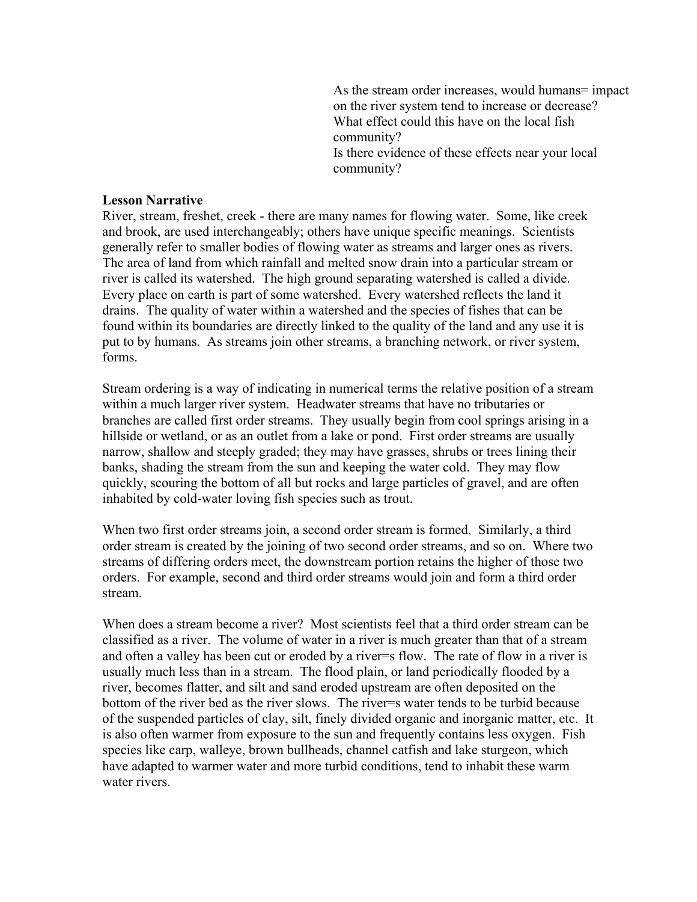As the stream order increases, would humans= impact on the river system tend to increase or decrease?
What effect could this have on the local fish community?
Is there evidence of these effects near your local community?

**Lesson Narrative**

River, stream, freshet, creek - there are many names for flowing water. Some, like creek and brook, are used interchangeably; others have unique specific meanings. Scientists generally refer to smaller bodies of flowing water as streams and larger ones as rivers. The area of land from which rainfall and melted snow drain into a particular stream or river is called its watershed. The high ground separating watershed is called a divide. Every place on earth is part of some watershed. Every watershed reflects the land it drains. The quality of water within a watershed and the species of fishes that can be found within its boundaries are directly linked to the quality of the land and any use it is put to by humans. As streams join other streams, a branching network, or river system, forms.

Stream ordering is a way of indicating in numerical terms the relative position of a stream within a much larger river system. Headwater streams that have no tributaries or branches are called first order streams. They usually begin from cool springs arising in a hillside or wetland, or as an outlet from a lake or pond. First order streams are usually narrow, shallow and steeply graded; they may have grasses, shrubs or trees lining their banks, shading the stream from the sun and keeping the water cold. They may flow quickly, scouring the bottom of all but rocks and large particles of gravel, and are often inhabited by cold-water loving fish species such as trout.

When two first order streams join, a second order stream is formed. Similarly, a third order stream is created by the joining of two second order streams, and so on. Where two streams of differing orders meet, the downstream portion retains the higher of those two orders. For example, second and third order streams would join and form a third order stream.

When does a stream become a river? Most scientists feel that a third order stream can be classified as a river. The volume of water in a river is much greater than that of a stream and often a valley has been cut or eroded by a river=s flow. The rate of flow in a river is usually much less than in a stream. The flood plain, or land periodically flooded by a river, becomes flatter, and silt and sand eroded upstream are often deposited on the bottom of the river bed as the river slows. The river=s water tends to be turbid because of the suspended particles of clay, silt, finely divided organic and inorganic matter, etc. It is also often warmer from exposure to the sun and frequently contains less oxygen. Fish species like carp, walleye, brown bullheads, channel catfish and lake sturgeon, which have adapted to warmer water and more turbid conditions, tend to inhabit these warm water rivers.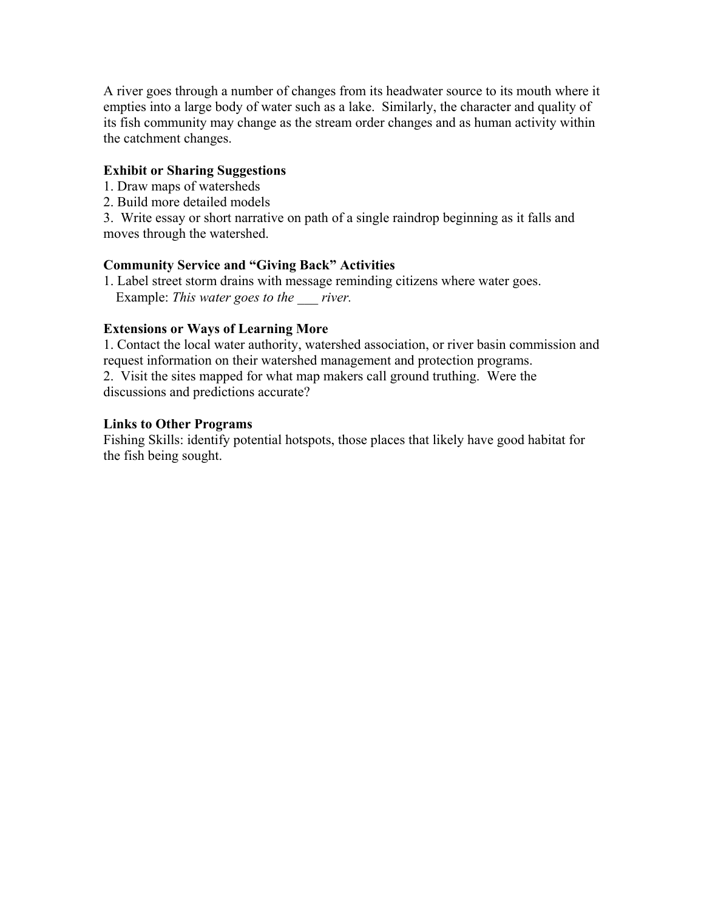A river goes through a number of changes from its headwater source to its mouth where it empties into a large body of water such as a lake. Similarly, the character and quality of its fish community may change as the stream order changes and as human activity within the catchment changes.

**Exhibit or Sharing Suggestions**

1. Draw maps of watersheds
2. Build more detailed models
3. Write essay or short narrative on path of a single raindrop beginning as it falls and moves through the watershed.

**Community Service and "Giving Back" Activities**

1. Label street storm drains with message reminding citizens where water goes.
   Example: *This water goes to the ___ river.*

**Extensions or Ways of Learning More**

1. Contact the local water authority, watershed association, or river basin commission and request information on their watershed management and protection programs.
2. Visit the sites mapped for what map makers call ground truthing. Were the discussions and predictions accurate?

**Links to Other Programs**

Fishing Skills: identify potential hotspots, those places that likely have good habitat for the fish being sought.